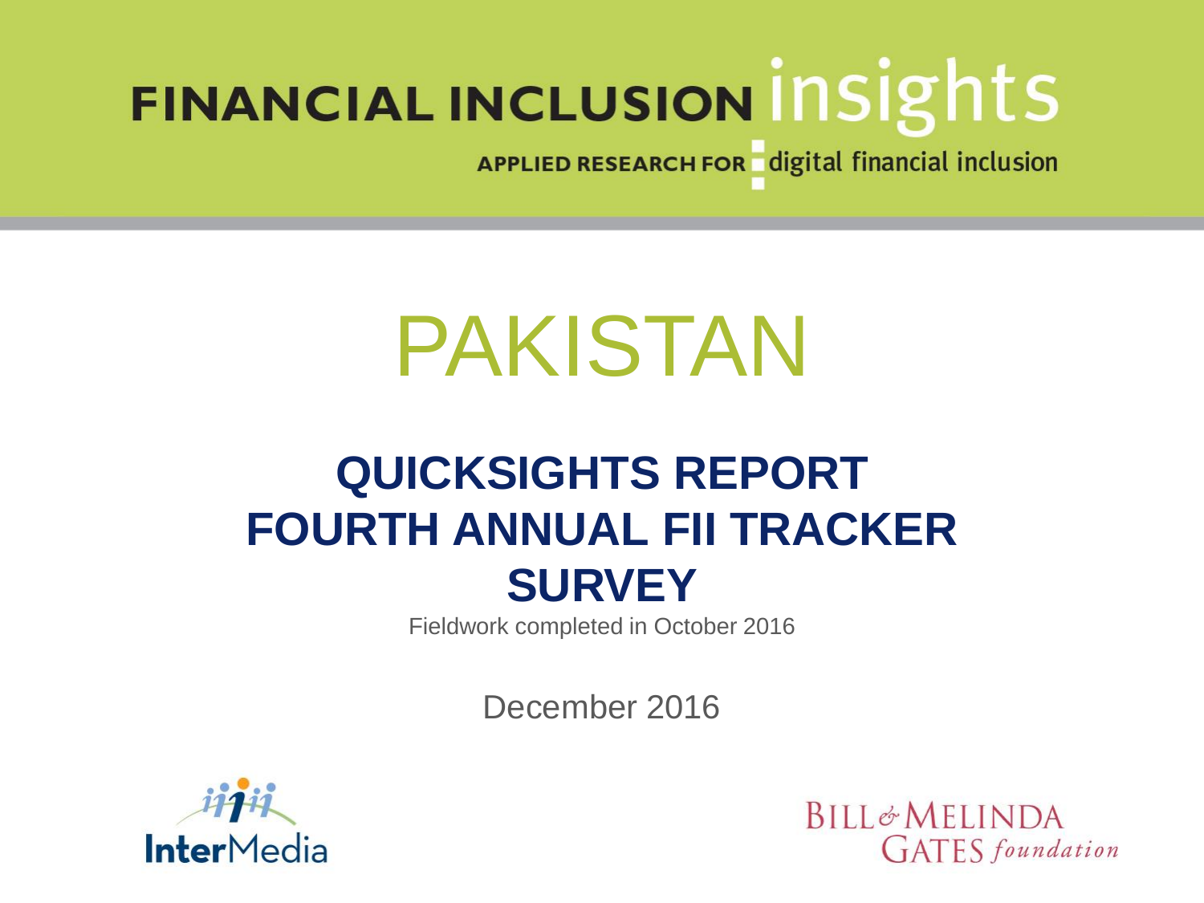FINANCIAL INCLUSION insights

APPLIED RESEARCH FOR digital financial inclusion

# PAKISTAN

## QUICKSIGHTS REPORT
## FOURTH ANNUAL FII TRACKER SURVEY

Fieldwork completed in October 2016

December 2016

InterMedia

BILL & MELINDA GATES foundation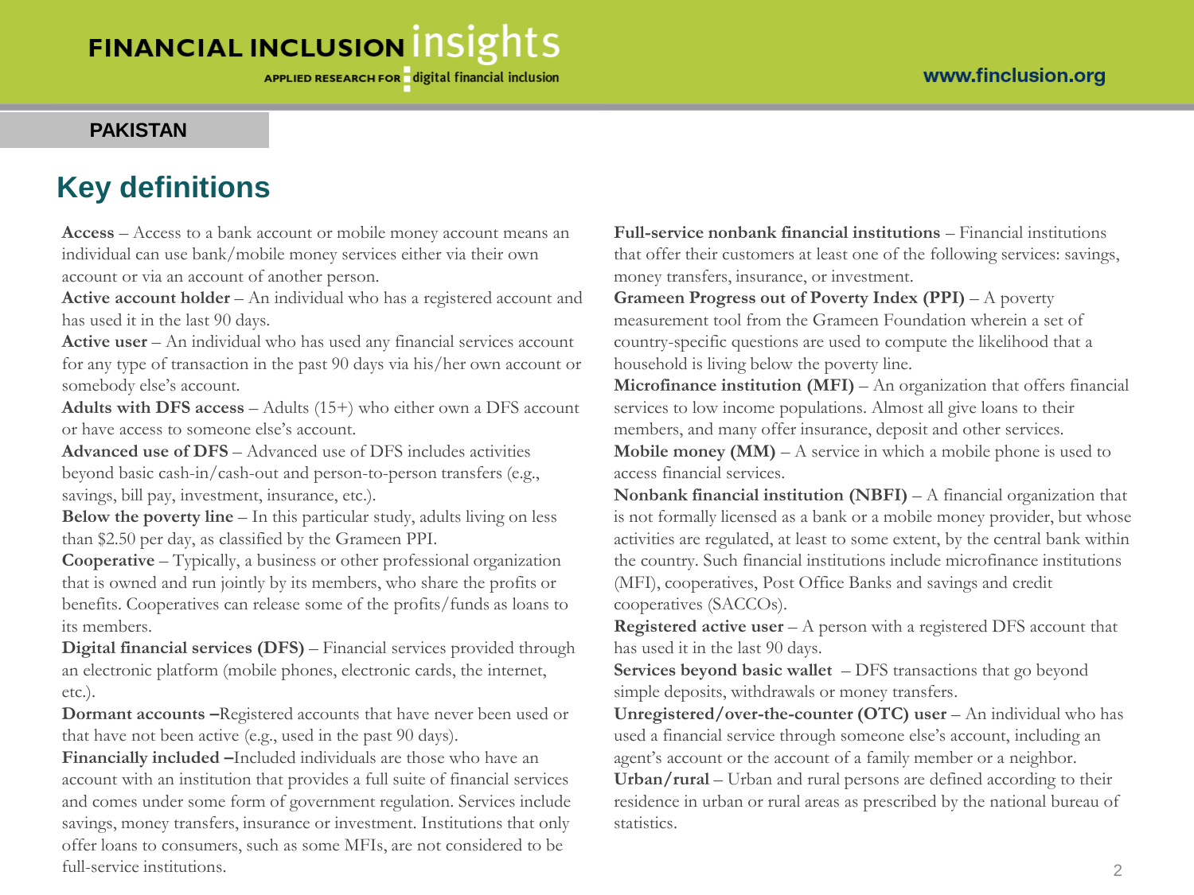PAKISTAN

## Key definitions

**Access** – Access to a bank account or mobile money account means an individual can use bank/mobile money services either via their own account or via an account of another person.

**Active account holder** – An individual who has a registered account and has used it in the last 90 days.

**Active user** – An individual who has used any financial services account for any type of transaction in the past 90 days via his/her own account or somebody else's account.

**Adults with DFS access** – Adults (15+) who either own a DFS account or have access to someone else's account.

**Advanced use of DFS** – Advanced use of DFS includes activities beyond basic cash-in/cash-out and person-to-person transfers (e.g., savings, bill pay, investment, insurance, etc.).

**Below the poverty line** – In this particular study, adults living on less than $2.50 per day, as classified by the Grameen PPI.

**Cooperative** – Typically, a business or other professional organization that is owned and run jointly by its members, who share the profits or benefits. Cooperatives can release some of the profits/funds as loans to its members.

**Digital financial services (DFS)** – Financial services provided through an electronic platform (mobile phones, electronic cards, the internet, etc.).

**Dormant accounts** –Registered accounts that have never been used or that have not been active (e.g., used in the past 90 days).

**Financially included** –Included individuals are those who have an account with an institution that provides a full suite of financial services and comes under some form of government regulation. Services include savings, money transfers, insurance or investment. Institutions that only offer loans to consumers, such as some MFIs, are not considered to be full-service institutions.

**Full-service nonbank financial institutions** – Financial institutions that offer their customers at least one of the following services: savings, money transfers, insurance, or investment.

**Grameen Progress out of Poverty Index (PPI)** – A poverty measurement tool from the Grameen Foundation wherein a set of country-specific questions are used to compute the likelihood that a household is living below the poverty line.

**Microfinance institution (MFI)** – An organization that offers financial services to low income populations. Almost all give loans to their members, and many offer insurance, deposit and other services.

**Mobile money (MM)** – A service in which a mobile phone is used to access financial services.

**Nonbank financial institution (NBFI)** – A financial organization that is not formally licensed as a bank or a mobile money provider, but whose activities are regulated, at least to some extent, by the central bank within the country. Such financial institutions include microfinance institutions (MFI), cooperatives, Post Office Banks and savings and credit cooperatives (SACCOs).

**Registered active user** – A person with a registered DFS account that has used it in the last 90 days.

**Services beyond basic wallet** – DFS transactions that go beyond simple deposits, withdrawals or money transfers.

**Unregistered/over-the-counter (OTC) user** – An individual who has used a financial service through someone else's account, including an agent's account or the account of a family member or a neighbor.

**Urban/rural** – Urban and rural persons are defined according to their residence in urban or rural areas as prescribed by the national bureau of statistics.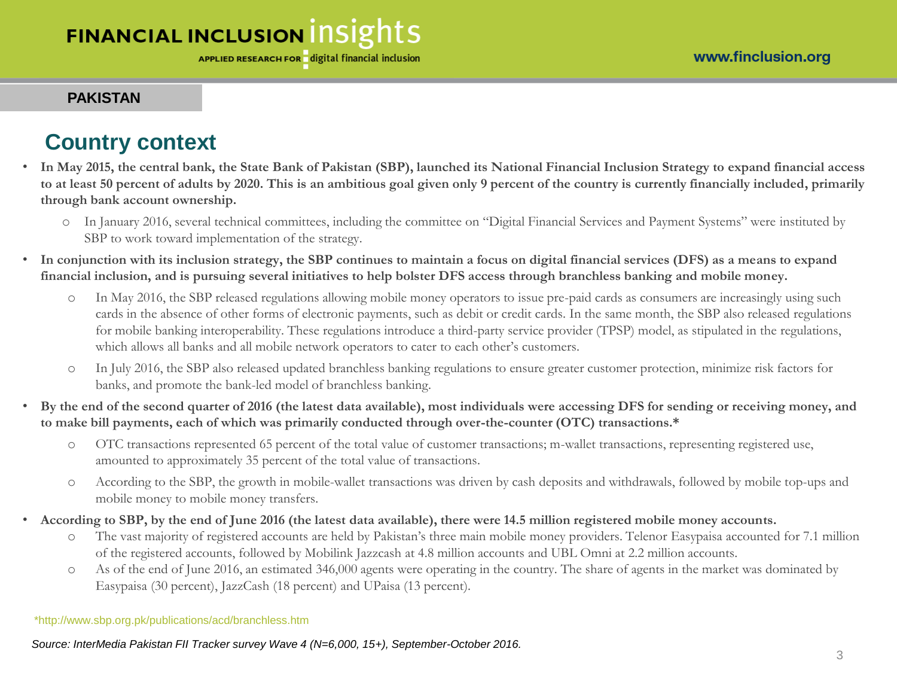## PAKISTAN

# Country context

- **In May 2015, the central bank, the State Bank of Pakistan (SBP), launched its National Financial Inclusion Strategy to expand financial access to at least 50 percent of adults by 2020. This is an ambitious goal given only 9 percent of the country is currently financially included, primarily through bank account ownership.**
  - In January 2016, several technical committees, including the committee on "Digital Financial Services and Payment Systems" were instituted by SBP to work toward implementation of the strategy.
- **In conjunction with its inclusion strategy, the SBP continues to maintain a focus on digital financial services (DFS) as a means to expand financial inclusion, and is pursuing several initiatives to help bolster DFS access through branchless banking and mobile money.**
  - In May 2016, the SBP released regulations allowing mobile money operators to issue pre-paid cards as consumers are increasingly using such cards in the absence of other forms of electronic payments, such as debit or credit cards. In the same month, the SBP also released regulations for mobile banking interoperability. These regulations introduce a third-party service provider (TPSP) model, as stipulated in the regulations, which allows all banks and all mobile network operators to cater to each other's customers.
  - In July 2016, the SBP also released updated branchless banking regulations to ensure greater customer protection, minimize risk factors for banks, and promote the bank-led model of branchless banking.
- **By the end of the second quarter of 2016 (the latest data available), most individuals were accessing DFS for sending or receiving money, and to make bill payments, each of which was primarily conducted through over-the-counter (OTC) transactions.***
  - OTC transactions represented 65 percent of the total value of customer transactions; m-wallet transactions, representing registered use, amounted to approximately 35 percent of the total value of transactions.
  - According to the SBP, the growth in mobile-wallet transactions was driven by cash deposits and withdrawals, followed by mobile top-ups and mobile money to mobile money transfers.
- **According to SBP, by the end of June 2016 (the latest data available), there were 14.5 million registered mobile money accounts.**
  - The vast majority of registered accounts are held by Pakistan's three main mobile money providers. Telenor Easypaisa accounted for 7.1 million of the registered accounts, followed by Mobilink Jazzcash at 4.8 million accounts and UBL Omni at 2.2 million accounts.
  - As of the end of June 2016, an estimated 346,000 agents were operating in the country. The share of agents in the market was dominated by Easypaisa (30 percent), JazzCash (18 percent) and UPaisa (13 percent).

*http://www.sbp.org.pk/publications/acd/branchless.htm

*Source: InterMedia Pakistan FII Tracker survey Wave 4 (N=6,000, 15+), September-October 2016.*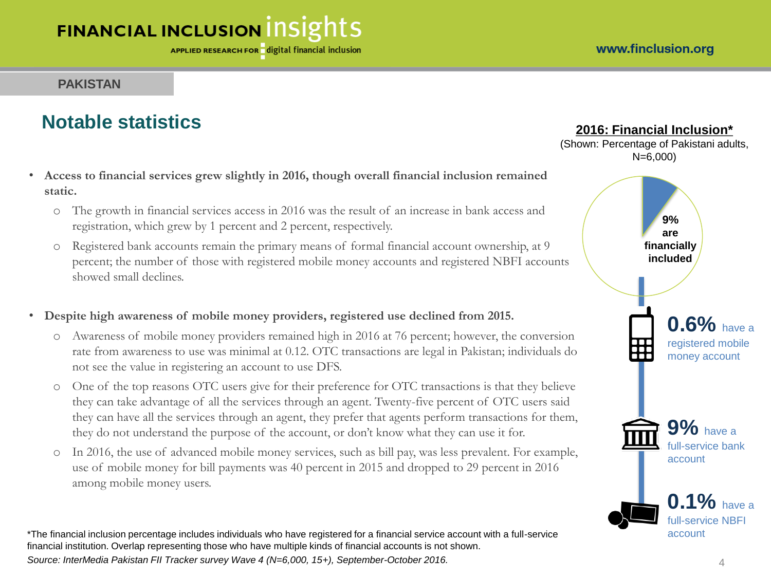**PAKISTAN**

## Notable statistics

- **Access to financial services grew slightly in 2016, though overall financial inclusion remained static.**
  - The growth in financial services access in 2016 was the result of an increase in bank access and registration, which grew by 1 percent and 2 percent, respectively.
  - Registered bank accounts remain the primary means of formal financial account ownership, at 9 percent; the number of those with registered mobile money accounts and registered NBFI accounts showed small declines.

- **Despite high awareness of mobile money providers, registered use declined from 2015.**
  - Awareness of mobile money providers remained high in 2016 at 76 percent; however, the conversion rate from awareness to use was minimal at 0.12. OTC transactions are legal in Pakistan; individuals do not see the value in registering an account to use DFS.
  - One of the top reasons OTC users give for their preference for OTC transactions is that they believe they can take advantage of all the services through an agent. Twenty-five percent of OTC users said they can have all the services through an agent, they prefer that agents perform transactions for them, they do not understand the purpose of the account, or don't know what they can use it for.
  - In 2016, the use of advanced mobile money services, such as bill pay, was less prevalent. For example, use of mobile money for bill payments was 40 percent in 2015 and dropped to 29 percent in 2016 among mobile money users.

**2016: Financial Inclusion***

(Shown: Percentage of Pakistani adults, N=6,000)

**9% are financially included**

**0.6%** have a registered mobile money account

**9%** have a full-service bank account

**0.1%** have a full-service NBFI account

*The financial inclusion percentage includes individuals who have registered for a financial service account with a full-service financial institution. Overlap representing those who have multiple kinds of financial accounts is not shown.

*Source: InterMedia Pakistan FII Tracker survey Wave 4 (N=6,000, 15+), September-October 2016.*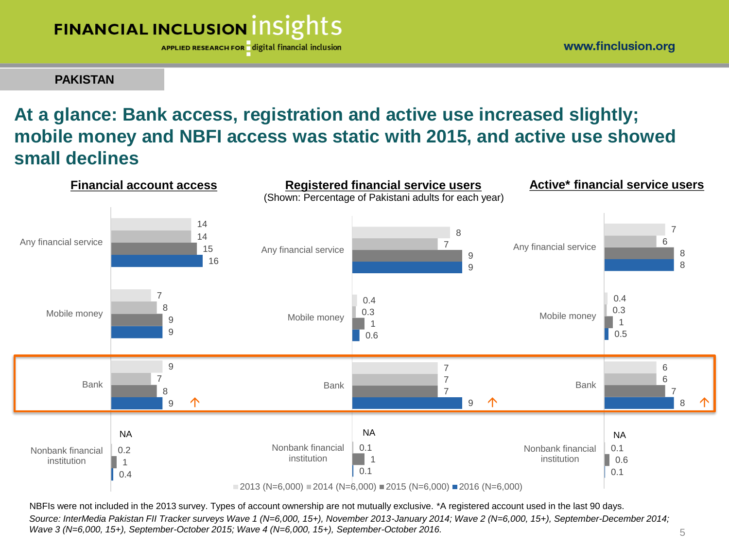PAKISTAN

# At a glance: Bank access, registration and active use increased slightly; mobile money and NBFI access was static with 2015, and active use showed small declines

(Shown: Percentage of Pakistani adults for each year)

**Financial account access**

| | 2013 (N=6,000) | 2014 (N=6,000) | 2015 (N=6,000) | 2016 (N=6,000) |
|---|---|---|---|---|
| Any financial service | 14 | 14 | 15 | 16 |
| Mobile money | 7 | 8 | 9 | 9 |
| Bank | 9 | 7 | 8 | 9 ↑ |
| Nonbank financial institution | NA | 0.2 | 1 | 0.4 |

**Registered financial service users**

| | 2013 (N=6,000) | 2014 (N=6,000) | 2015 (N=6,000) | 2016 (N=6,000) |
|---|---|---|---|---|
| Any financial service | 8 | 7 | 9 | 9 |
| Mobile money | 0.4 | 0.3 | 1 | 0.6 |
| Bank | 7 | 7 | 7 | 9 ↑ |
| Nonbank financial institution | NA | 0.1 | 1 | 0.1 |

**Active* financial service users**

| | 2013 (N=6,000) | 2014 (N=6,000) | 2015 (N=6,000) | 2016 (N=6,000) |
|---|---|---|---|---|
| Any financial service | 7 | 6 | 8 | 8 |
| Mobile money | 0.4 | 0.3 | 1 | 0.5 |
| Bank | 6 | 6 | 7 | 8 ↑ |
| Nonbank financial institution | NA | 0.1 | 0.6 | 0.1 |

NBFIs were not included in the 2013 survey. Types of account ownership are not mutually exclusive. *A registered account used in the last 90 days.

*Source: InterMedia Pakistan FII Tracker surveys Wave 1 (N=6,000, 15+), November 2013-January 2014; Wave 2 (N=6,000, 15+), September-December 2014; Wave 3 (N=6,000, 15+), September-October 2015; Wave 4 (N=6,000, 15+), September-October 2016.*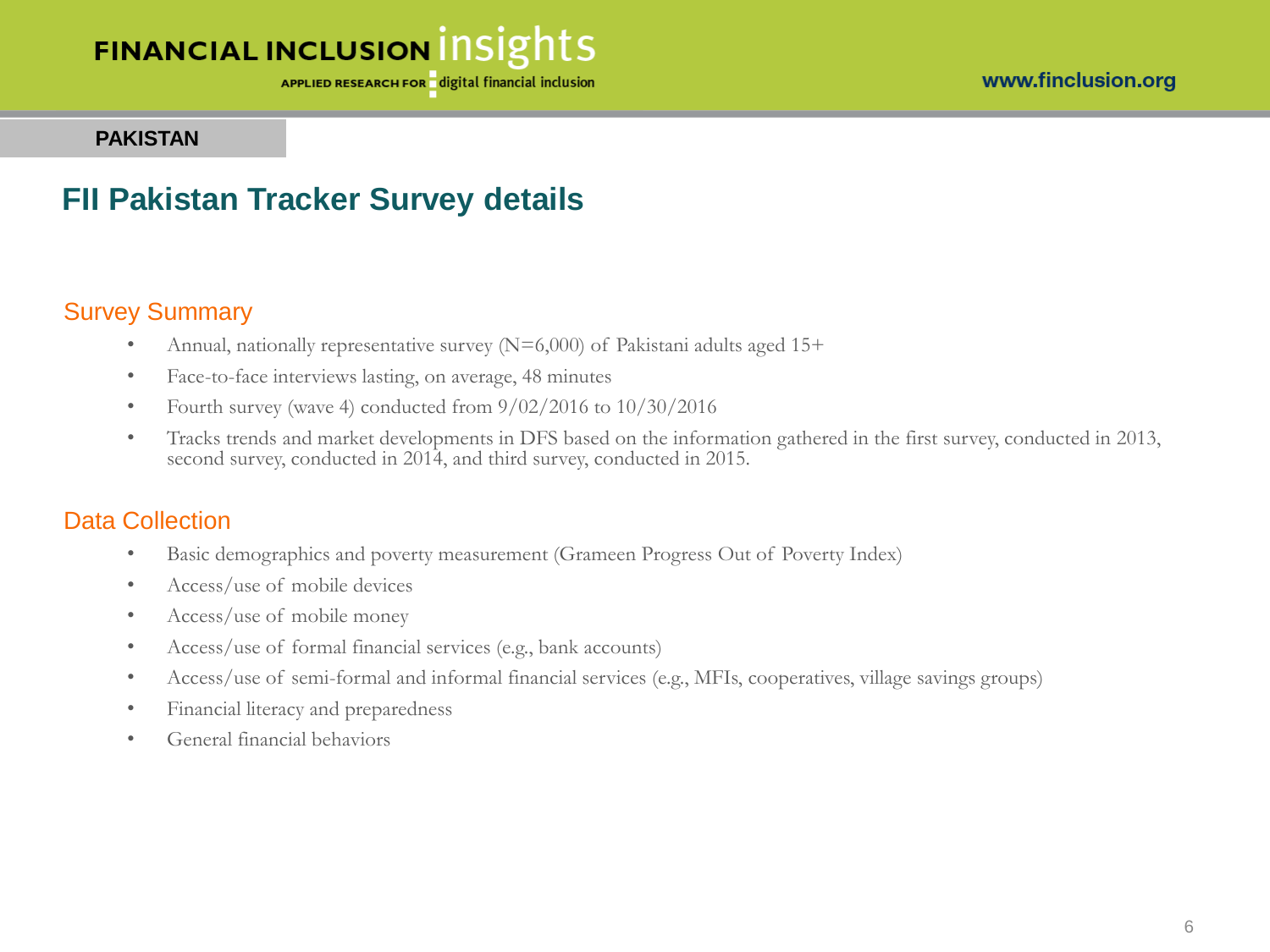PAKISTAN

# FII Pakistan Tracker Survey details

## Survey Summary

- Annual, nationally representative survey (N=6,000) of Pakistani adults aged 15+
- Face-to-face interviews lasting, on average, 48 minutes
- Fourth survey (wave 4) conducted from 9/02/2016 to 10/30/2016
- Tracks trends and market developments in DFS based on the information gathered in the first survey, conducted in 2013, second survey, conducted in 2014, and third survey, conducted in 2015.

## Data Collection

- Basic demographics and poverty measurement (Grameen Progress Out of Poverty Index)
- Access/use of mobile devices
- Access/use of mobile money
- Access/use of formal financial services (e.g., bank accounts)
- Access/use of semi-formal and informal financial services (e.g., MFIs, cooperatives, village savings groups)
- Financial literacy and preparedness
- General financial behaviors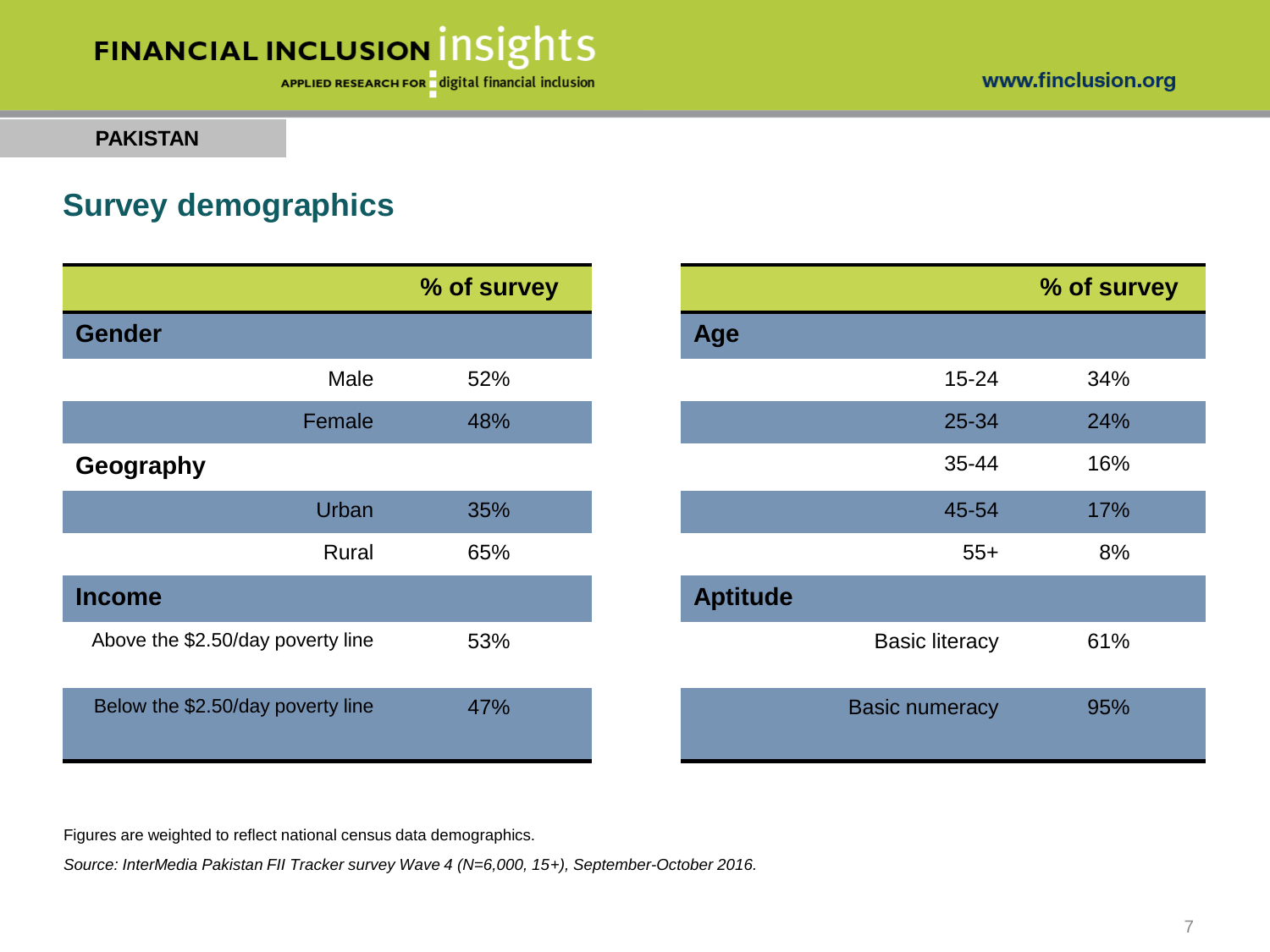PAKISTAN

## Survey demographics

| | % of survey |
|---|---|
| **Gender** | |
| Male | 52% |
| Female | 48% |
| **Geography** | |
| Urban | 35% |
| Rural | 65% |
| **Income** | |
| Above the $2.50/day poverty line | 53% |
| Below the $2.50/day poverty line | 47% |

| | % of survey |
|---|---|
| **Age** | |
| 15-24 | 34% |
| 25-34 | 24% |
| 35-44 | 16% |
| 45-54 | 17% |
| 55+ | 8% |
| **Aptitude** | |
| Basic literacy | 61% |
| Basic numeracy | 95% |

Figures are weighted to reflect national census data demographics.

*Source: InterMedia Pakistan FII Tracker survey Wave 4 (N=6,000, 15+), September-October 2016.*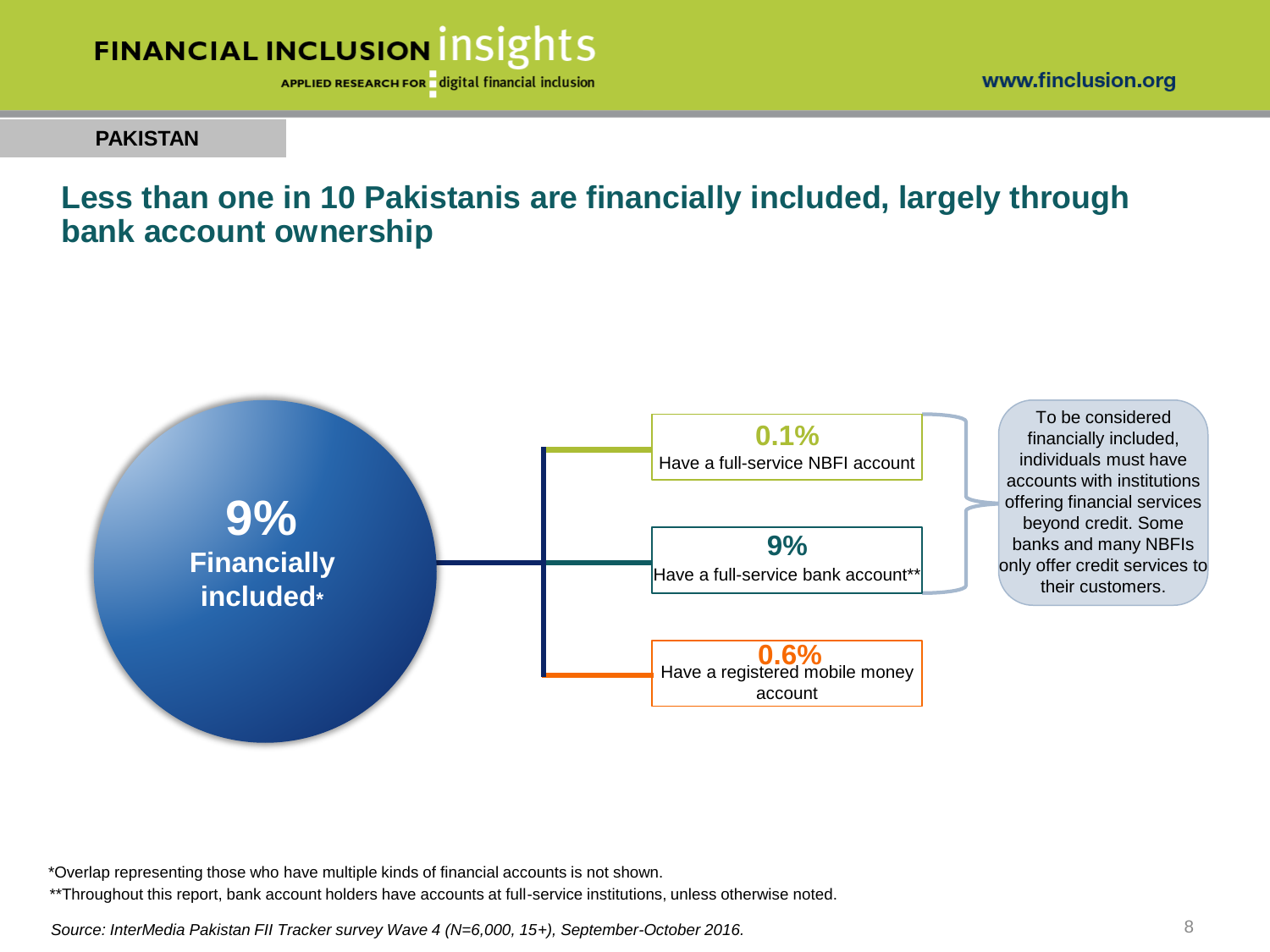**PAKISTAN**

## Less than one in 10 Pakistanis are financially included, largely through bank account ownership

**9%**
**Financially included***

**0.1%**
Have a full-service NBFI account

**9%**
Have a full-service bank account**

**0.6%**
Have a registered mobile money account

To be considered financially included, individuals must have accounts with institutions offering financial services beyond credit. Some banks and many NBFIs only offer credit services to their customers.

*Overlap representing those who have multiple kinds of financial accounts is not shown.

**Throughout this report, bank account holders have accounts at full-service institutions, unless otherwise noted.

*Source: InterMedia Pakistan FII Tracker survey Wave 4 (N=6,000, 15+), September-October 2016.*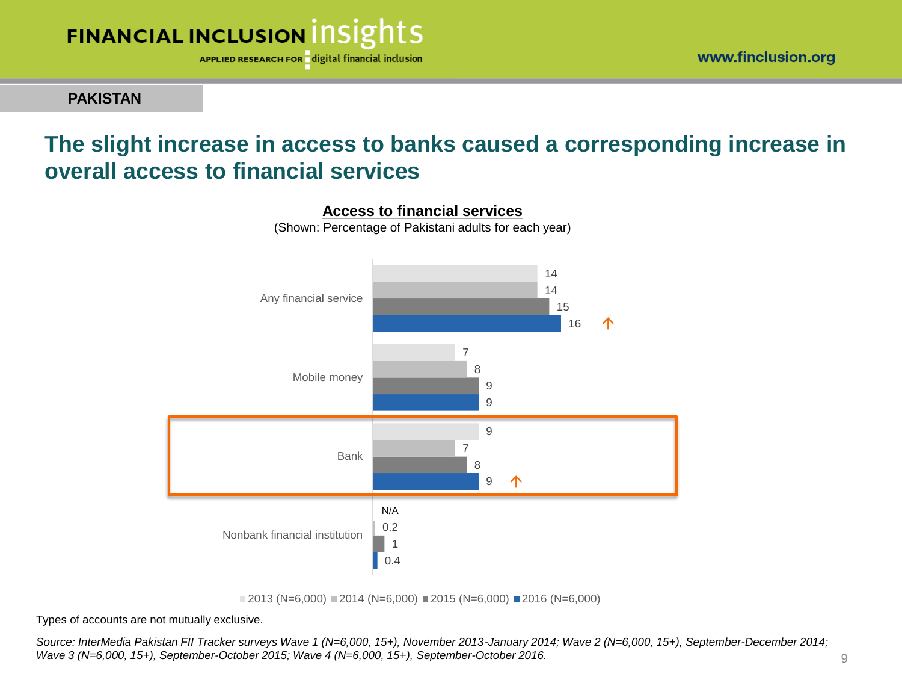**PAKISTAN**

## The slight increase in access to banks caused a corresponding increase in overall access to financial services

**Access to financial services**

(Shown: Percentage of Pakistani adults for each year)

| | 2013 (N=6,000) | 2014 (N=6,000) | 2015 (N=6,000) | 2016 (N=6,000) |
|---|---|---|---|---|
| Any financial service | 14 | 14 | 15 | 16 ↑ |
| Mobile money | 7 | 8 | 9 | 9 |
| Bank | 9 | 7 | 8 | 9 ↑ |
| Nonbank financial institution | N/A | 0.2 | 1 | 0.4 |

Types of accounts are not mutually exclusive.

*Source: InterMedia Pakistan FII Tracker surveys Wave 1 (N=6,000, 15+), November 2013-January 2014; Wave 2 (N=6,000, 15+), September-December 2014; Wave 3 (N=6,000, 15+), September-October 2015; Wave 4 (N=6,000, 15+), September-October 2016.*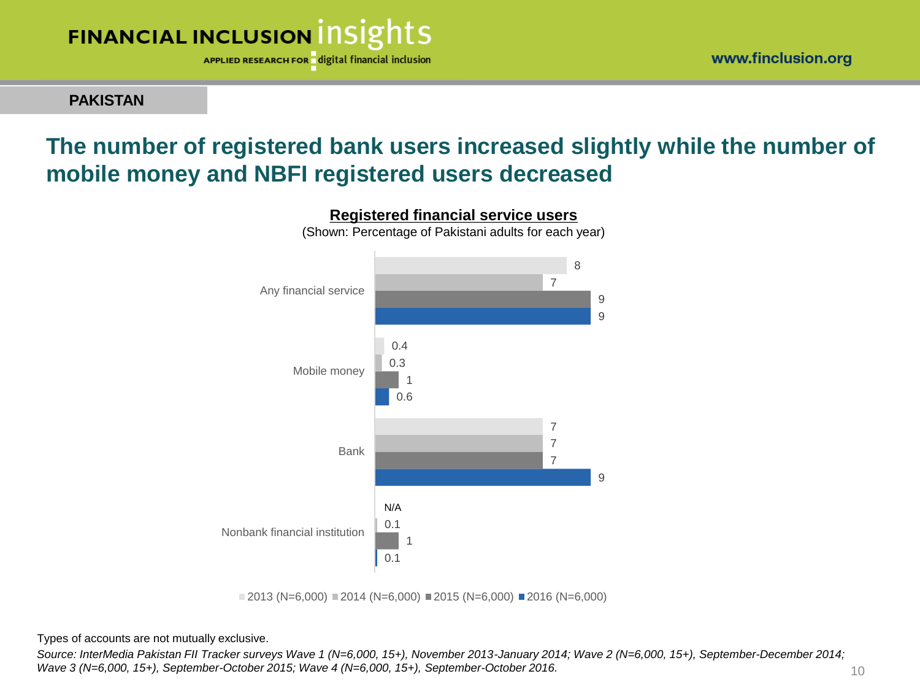PAKISTAN

# The number of registered bank users increased slightly while the number of mobile money and NBFI registered users decreased

**Registered financial service users**

(Shown: Percentage of Pakistani adults for each year)

| | 2013 (N=6,000) | 2014 (N=6,000) | 2015 (N=6,000) | 2016 (N=6,000) |
|---|---|---|---|---|
| Any financial service | 8 | 7 | 9 | 9 |
| Mobile money | 0.4 | 0.3 | 1 | 0.6 |
| Bank | 7 | 7 | 7 | 9 |
| Nonbank financial institution | N/A | 0.1 | 1 | 0.1 |

Types of accounts are not mutually exclusive.

*Source: InterMedia Pakistan FII Tracker surveys Wave 1 (N=6,000, 15+), November 2013-January 2014; Wave 2 (N=6,000, 15+), September-December 2014; Wave 3 (N=6,000, 15+), September-October 2015; Wave 4 (N=6,000, 15+), September-October 2016.*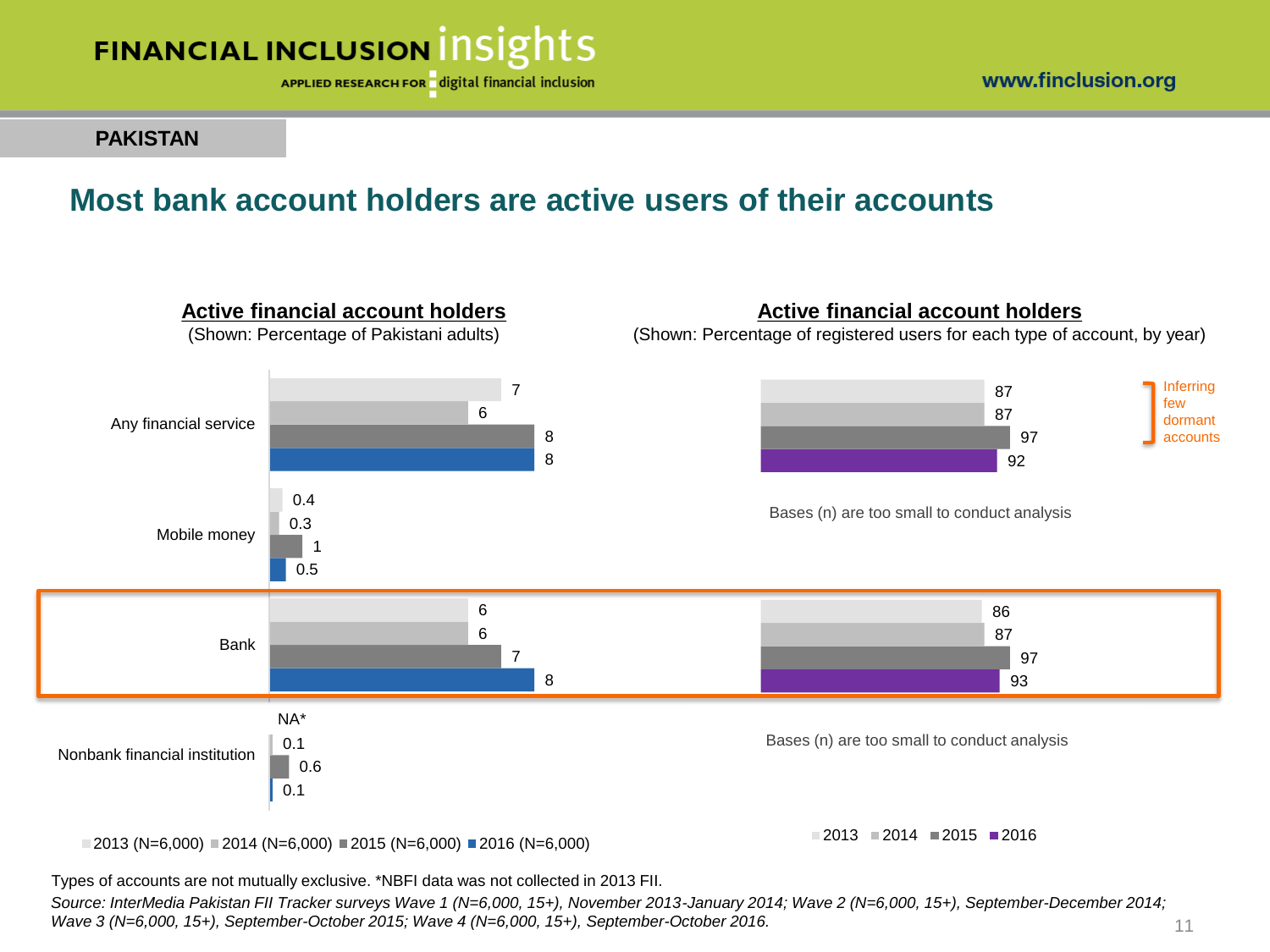PAKISTAN

# Most bank account holders are active users of their accounts

## Active financial account holders

(Shown: Percentage of Pakistani adults)

| | 2013 (N=6,000) | 2014 (N=6,000) | 2015 (N=6,000) | 2016 (N=6,000) |
|---|---|---|---|---|
| Any financial service | 7 | 6 | 8 | 8 |
| Mobile money | 0.4 | 0.3 | 1 | 0.5 |
| Bank | 6 | 6 | 7 | 8 |
| Nonbank financial institution | NA* | 0.1 | 0.6 | 0.1 |

## Active financial account holders

(Shown: Percentage of registered users for each type of account, by year)

| | 2013 | 2014 | 2015 | 2016 |
|---|---|---|---|---|
| Any financial service | 87 | 87 | 97 | 92 |
| Mobile money | Bases (n) are too small to conduct analysis | | | |
| Bank | 86 | 87 | 97 | 93 |
| Nonbank financial institution | Bases (n) are too small to conduct analysis | | | |

Inferring few dormant accounts

Types of accounts are not mutually exclusive. *NBFI data was not collected in 2013 FII.

*Source: InterMedia Pakistan FII Tracker surveys Wave 1 (N=6,000, 15+), November 2013-January 2014; Wave 2 (N=6,000, 15+), September-December 2014; Wave 3 (N=6,000, 15+), September-October 2015; Wave 4 (N=6,000, 15+), September-October 2016.*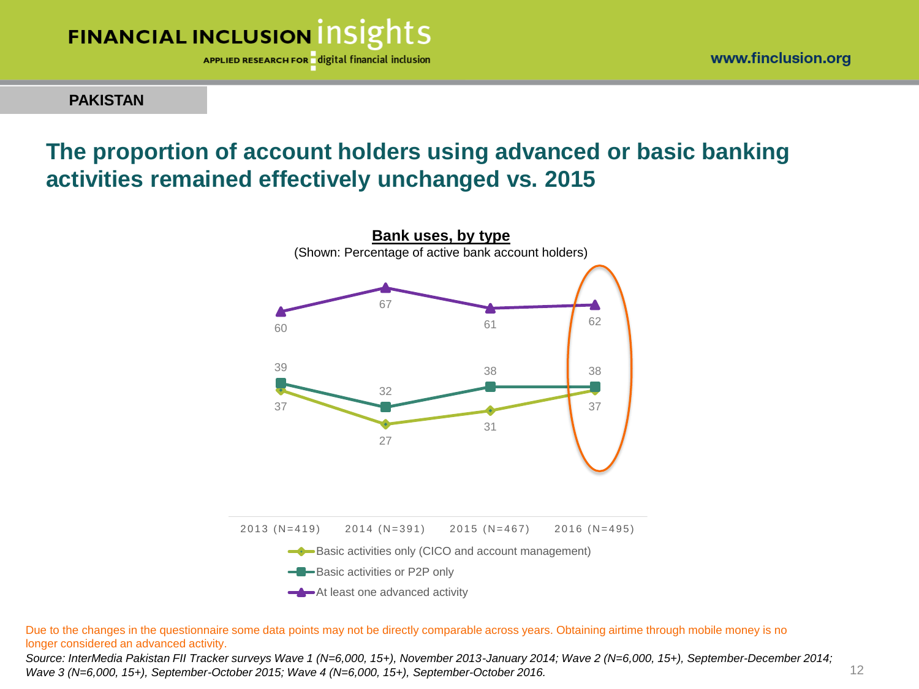**PAKISTAN**

## The proportion of account holders using advanced or basic banking activities remained effectively unchanged vs. 2015

**Bank uses, by type**

(Shown: Percentage of active bank account holders)

| | 2013 (N=419) | 2014 (N=391) | 2015 (N=467) | 2016 (N=495) |
|---|---|---|---|---|
| Basic activities only (CICO and account management) | 37 | 27 | 31 | 37 |
| Basic activities or P2P only | 39 | 32 | 38 | 38 |
| At least one advanced activity | 60 | 67 | 61 | 62 |

Due to the changes in the questionnaire some data points may not be directly comparable across years. Obtaining airtime through mobile money is no longer considered an advanced activity.

*Source: InterMedia Pakistan FII Tracker surveys Wave 1 (N=6,000, 15+), November 2013-January 2014; Wave 2 (N=6,000, 15+), September-December 2014; Wave 3 (N=6,000, 15+), September-October 2015; Wave 4 (N=6,000, 15+), September-October 2016.*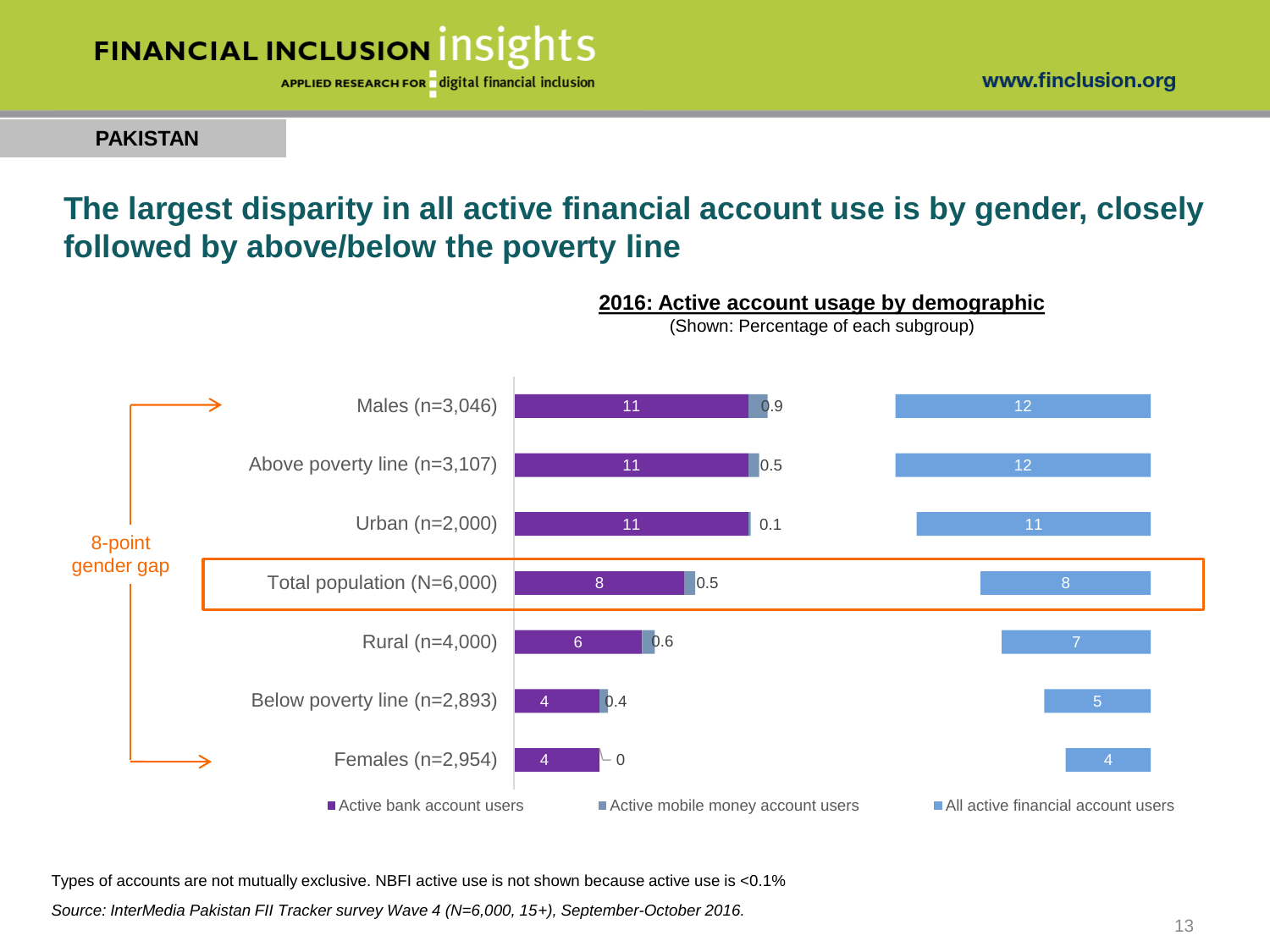**PAKISTAN**

## The largest disparity in all active financial account use is by gender, closely followed by above/below the poverty line

**2016: Active account usage by demographic**

(Shown: Percentage of each subgroup)

| Demographic | Active bank account users | Active mobile money account users | All active financial account users |
|---|---|---|---|
| Males (n=3,046) | 11 | 0.9 | 12 |
| Above poverty line (n=3,107) | 11 | 0.5 | 12 |
| Urban (n=2,000) | 11 | 0.1 | 11 |
| Total population (N=6,000) | 8 | 0.5 | 8 |
| Rural (n=4,000) | 6 | 0.6 | 7 |
| Below poverty line (n=2,893) | 4 | 0.4 | 5 |
| Females (n=2,954) | 4 | 0 | 4 |

8-point gender gap

Types of accounts are not mutually exclusive. NBFI active use is not shown because active use is <0.1%

*Source: InterMedia Pakistan FII Tracker survey Wave 4 (N=6,000, 15+), September-October 2016.*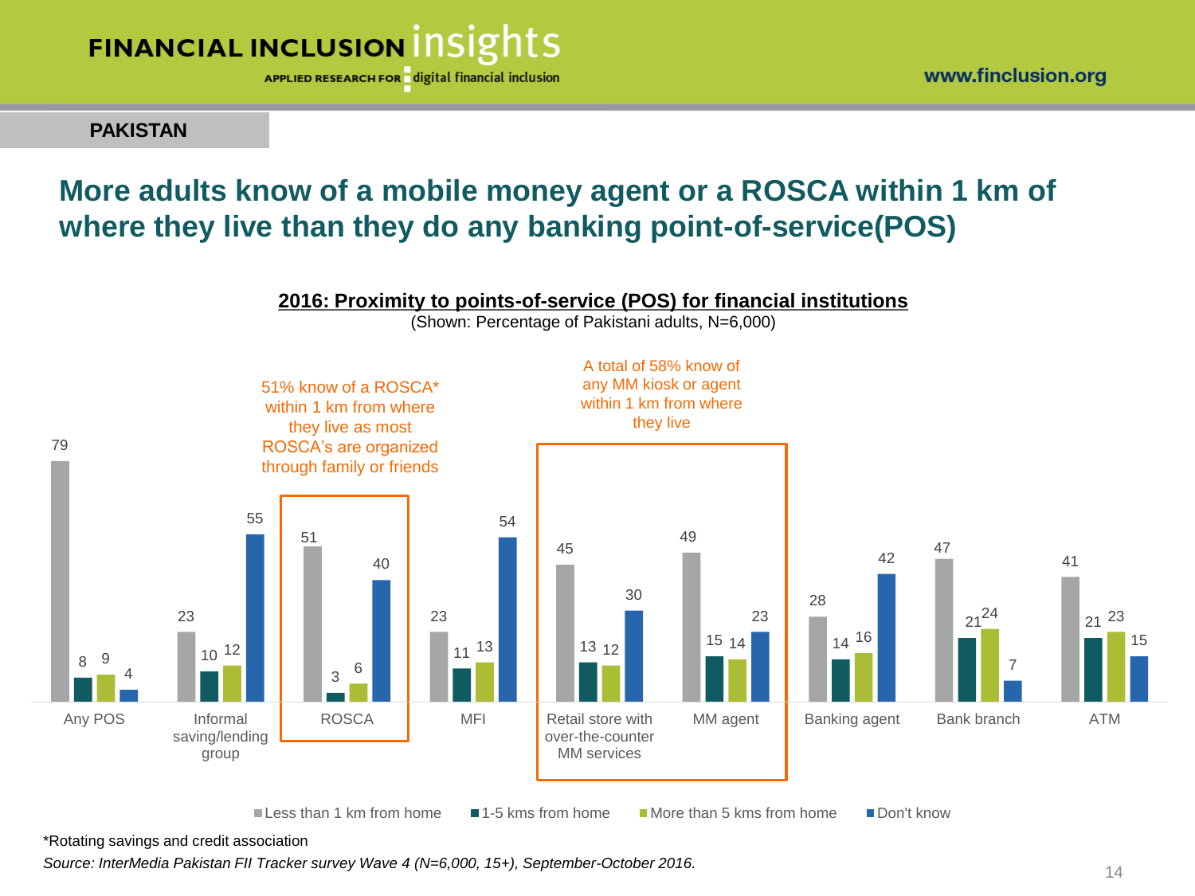PAKISTAN

# More adults know of a mobile money agent or a ROSCA within 1 km of where they live than they do any banking point-of-service(POS)

**2016: Proximity to points-of-service (POS) for financial institutions**

(Shown: Percentage of Pakistani adults, N=6,000)

| | Less than 1 km from home | 1-5 kms from home | More than 5 kms from home | Don't know |
|---|---|---|---|---|
| Any POS | 79 | 8 | 9 | 4 |
| Informal saving/lending group | 23 | 10 | 12 | 55 |
| ROSCA | 51 | 3 | 6 | 40 |
| MFI | 23 | 11 | 13 | 54 |
| Retail store with over-the-counter MM services | 45 | 13 | 12 | 30 |
| MM agent | 49 | 15 | 14 | 23 |
| Banking agent | 28 | 14 | 16 | 42 |
| Bank branch | 47 | 21 | 24 | 7 |
| ATM | 41 | 21 | 23 | 15 |

51% know of a ROSCA* within 1 km from where they live as most ROSCA's are organized through family or friends

A total of 58% know of any MM kiosk or agent within 1 km from where they live

*Rotating savings and credit association

*Source: InterMedia Pakistan FII Tracker survey Wave 4 (N=6,000, 15+), September-October 2016.*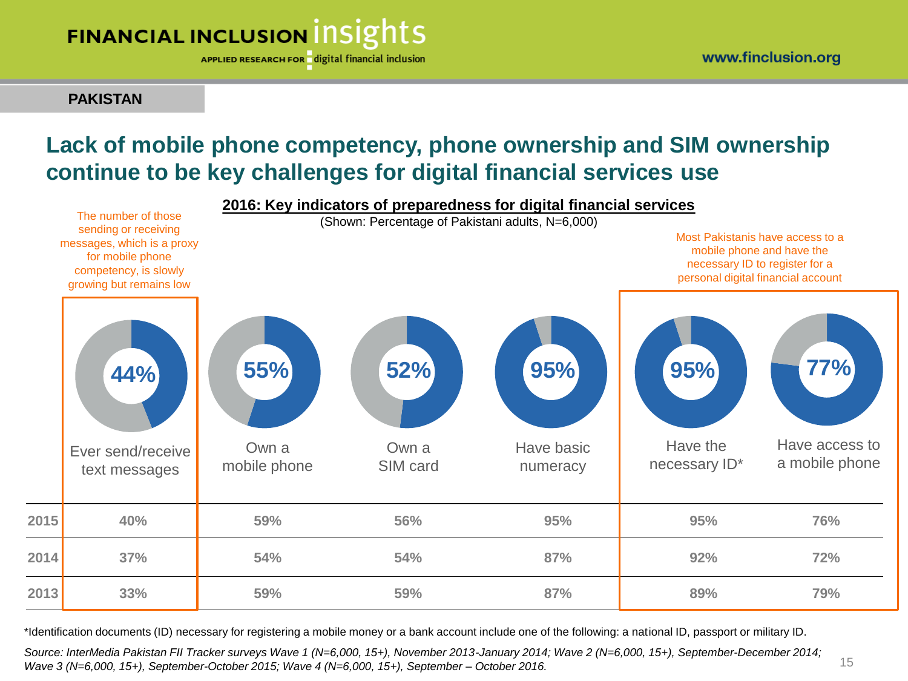PAKISTAN

# Lack of mobile phone competency, phone ownership and SIM ownership continue to be key challenges for digital financial services use

## 2016: Key indicators of preparedness for digital financial services

(Shown: Percentage of Pakistani adults, N=6,000)

The number of those sending or receiving messages, which is a proxy for mobile phone competency, is slowly growing but remains low

Most Pakistanis have access to a mobile phone and have the necessary ID to register for a personal digital financial account

| | Ever send/receive text messages | Own a mobile phone | Own a SIM card | Have basic numeracy | Have the necessary ID* | Have access to a mobile phone |
|---|---|---|---|---|---|---|
| 2016 | 44% | 55% | 52% | 95% | 95% | 77% |
| 2015 | 40% | 59% | 56% | 95% | 95% | 76% |
| 2014 | 37% | 54% | 54% | 87% | 92% | 72% |
| 2013 | 33% | 59% | 59% | 87% | 89% | 79% |

*Identification documents (ID) necessary for registering a mobile money or a bank account include one of the following: a national ID, passport or military ID.

*Source: InterMedia Pakistan FII Tracker surveys Wave 1 (N=6,000, 15+), November 2013-January 2014; Wave 2 (N=6,000, 15+), September-December 2014; Wave 3 (N=6,000, 15+), September-October 2015; Wave 4 (N=6,000, 15+), September – October 2016.*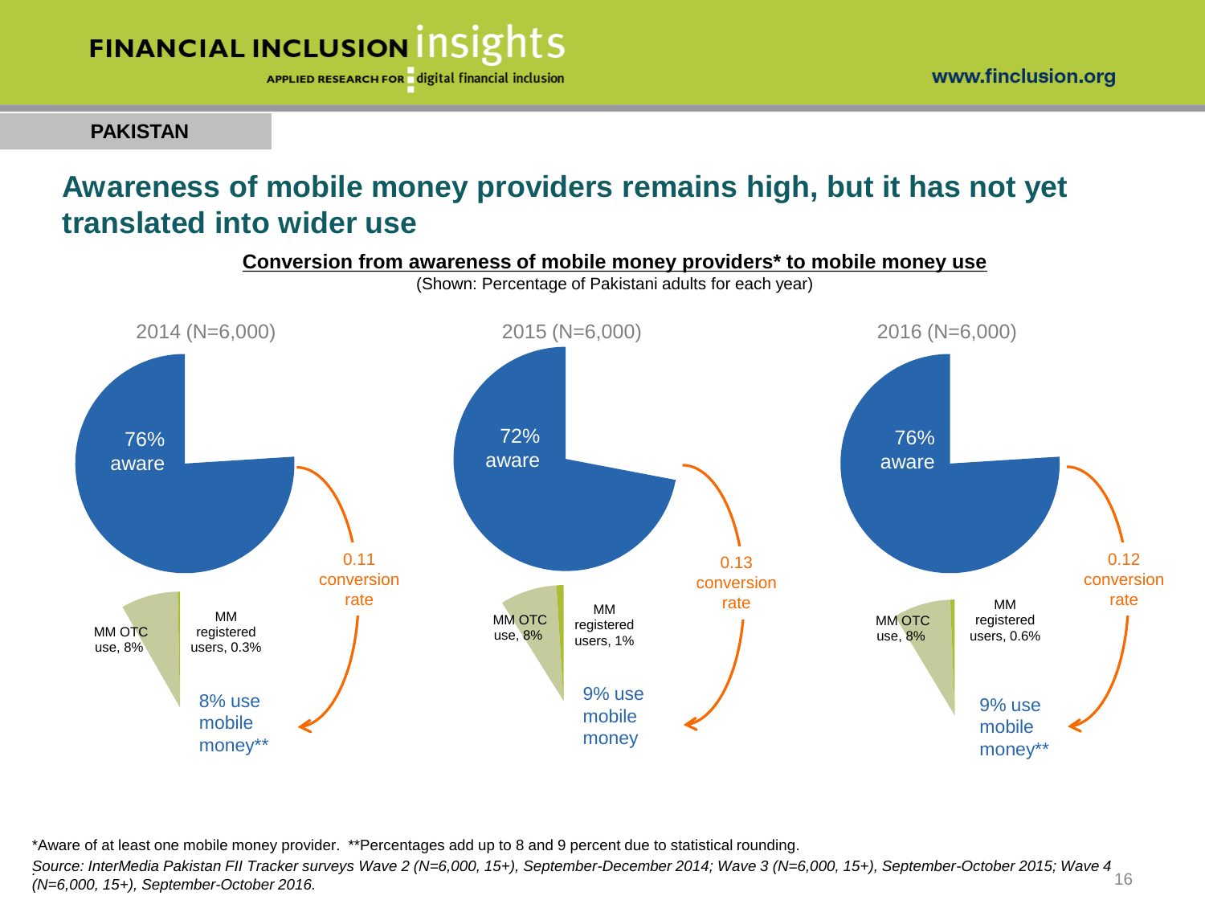**PAKISTAN**

# Awareness of mobile money providers remains high, but it has not yet translated into wider use

**Conversion from awareness of mobile money providers* to mobile money use**

(Shown: Percentage of Pakistani adults for each year)

| | 2014 (N=6,000) | 2015 (N=6,000) | 2016 (N=6,000) |
|---|---|---|---|
| Aware | 76% aware | 72% aware | 76% aware |
| Conversion rate | 0.11 conversion rate | 0.13 conversion rate | 0.12 conversion rate |
| MM OTC use | 8% | 8% | 8% |
| MM registered users | 0.3% | 1% | 0.6% |
| Use mobile money | 8% use mobile money** | 9% use mobile money | 9% use mobile money** |

*Aware of at least one mobile money provider. **Percentages add up to 8 and 9 percent due to statistical rounding.

*Source: InterMedia Pakistan FII Tracker surveys Wave 2 (N=6,000, 15+), September-December 2014; Wave 3 (N=6,000, 15+), September-October 2015; Wave 4 (N=6,000, 15+), September-October 2016.*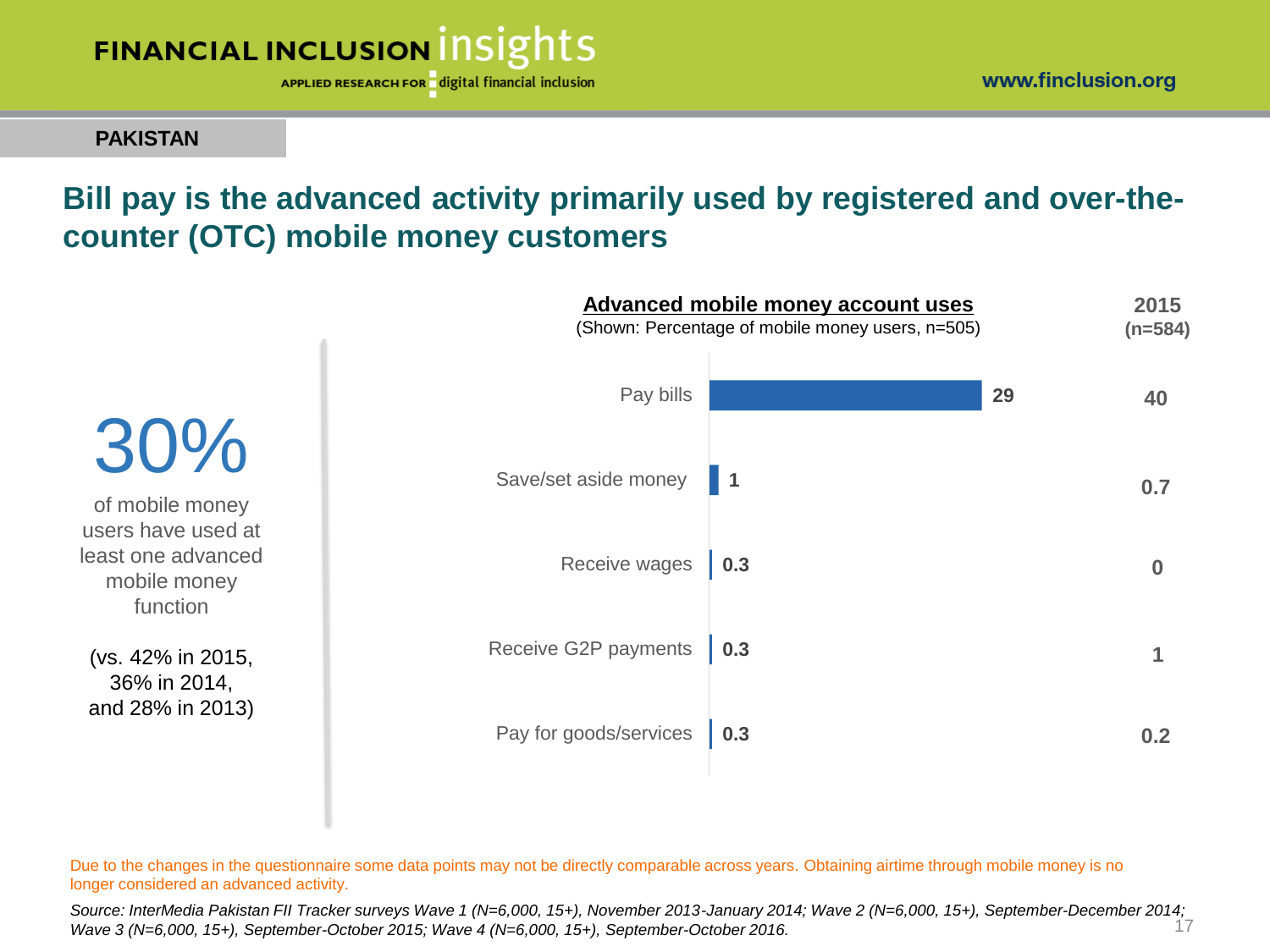PAKISTAN

## Bill pay is the advanced activity primarily used by registered and over-the-counter (OTC) mobile money customers

**30%**

of mobile money users have used at least one advanced mobile money function

(vs. 42% in 2015, 36% in 2014, and 28% in 2013)

**Advanced mobile money account uses**
(Shown: Percentage of mobile money users, n=505)

| Use | 2016 | 2015 (n=584) |
|---|---|---|
| Pay bills | 29 | 40 |
| Save/set aside money | 1 | 0.7 |
| Receive wages | 0.3 | 0 |
| Receive G2P payments | 0.3 | 1 |
| Pay for goods/services | 0.3 | 0.2 |

Due to the changes in the questionnaire some data points may not be directly comparable across years. Obtaining airtime through mobile money is no longer considered an advanced activity.

*Source: InterMedia Pakistan FII Tracker surveys Wave 1 (N=6,000, 15+), November 2013-January 2014; Wave 2 (N=6,000, 15+), September-December 2014; Wave 3 (N=6,000, 15+), September-October 2015; Wave 4 (N=6,000, 15+), September-October 2016.*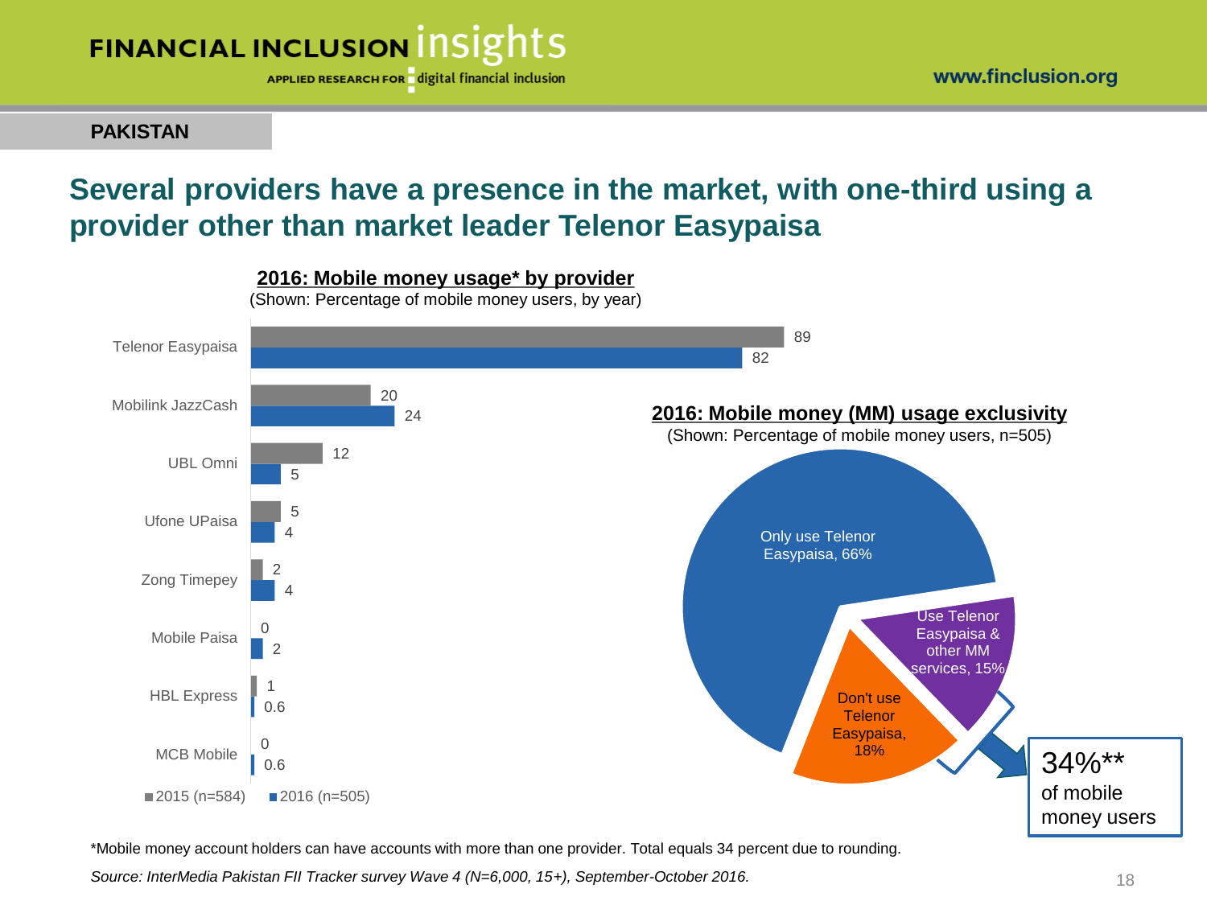PAKISTAN

# Several providers have a presence in the market, with one-third using a provider other than market leader Telenor Easypaisa

**2016: Mobile money usage* by provider**

(Shown: Percentage of mobile money users, by year)

| Provider | 2015 (n=584) | 2016 (n=505) |
|---|---|---|
| Telenor Easypaisa | 89 | 82 |
| Mobilink JazzCash | 20 | 24 |
| UBL Omni | 12 | 5 |
| Ufone UPaisa | 5 | 4 |
| Zong Timepey | 2 | 4 |
| Mobile Paisa | 0 | 2 |
| HBL Express | 1 | 0.6 |
| MCB Mobile | 0 | 0.6 |

**2016: Mobile money (MM) usage exclusivity**

(Shown: Percentage of mobile money users, n=505)

| Category | Percentage |
|---|---|
| Only use Telenor Easypaisa | 66% |
| Use Telenor Easypaisa & other MM services | 15% |
| Don't use Telenor Easypaisa | 18% |

34%** of mobile money users

*Mobile money account holders can have accounts with more than one provider. Total equals 34 percent due to rounding.

*Source: InterMedia Pakistan FII Tracker survey Wave 4 (N=6,000, 15+), September-October 2016.*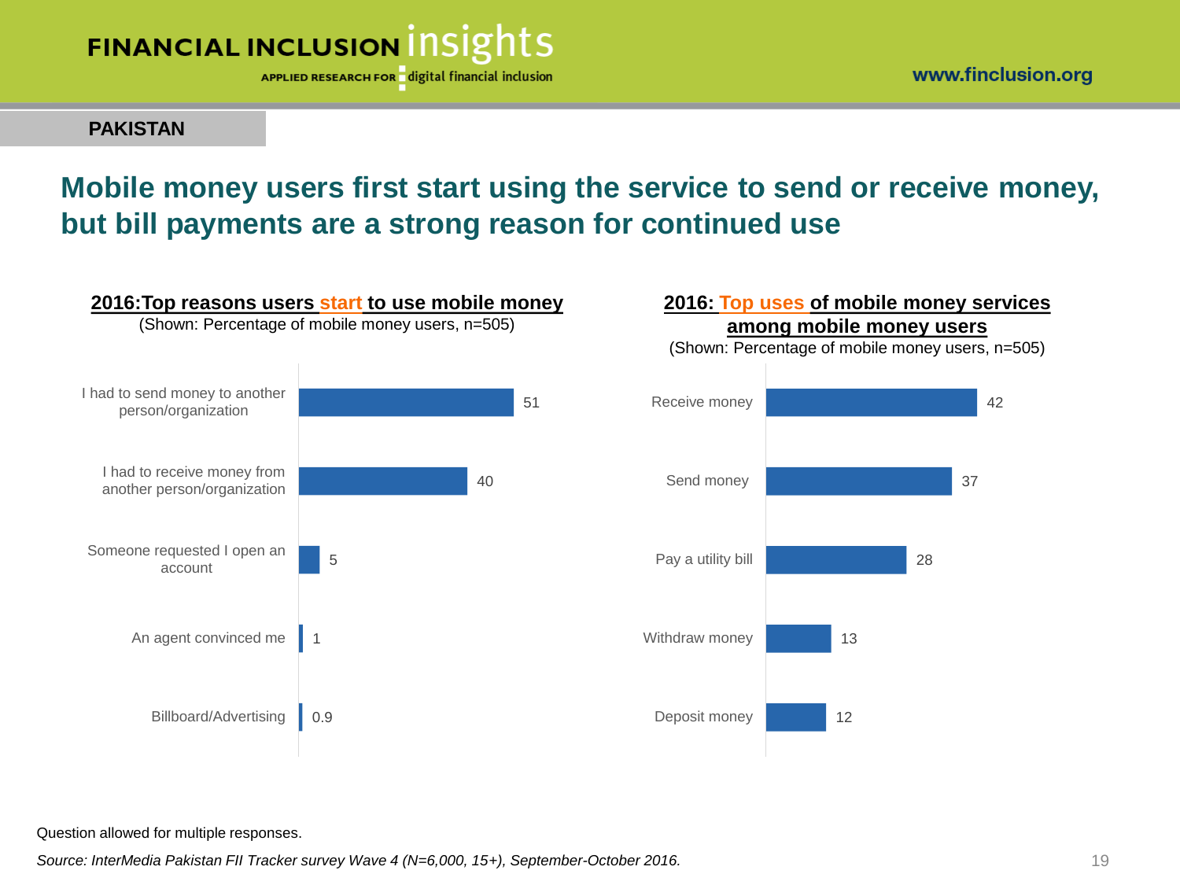PAKISTAN

# Mobile money users first start using the service to send or receive money, but bill payments are a strong reason for continued use

**2016:Top reasons users start to use mobile money**
(Shown: Percentage of mobile money users, n=505)

| Reason | % |
|---|---|
| I had to send money to another person/organization | 51 |
| I had to receive money from another person/organization | 40 |
| Someone requested I open an account | 5 |
| An agent convinced me | 1 |
| Billboard/Advertising | 0.9 |

**2016: Top uses of mobile money services among mobile money users**
(Shown: Percentage of mobile money users, n=505)

| Use | % |
|---|---|
| Receive money | 42 |
| Send money | 37 |
| Pay a utility bill | 28 |
| Withdraw money | 13 |
| Deposit money | 12 |

Question allowed for multiple responses.

*Source: InterMedia Pakistan FII Tracker survey Wave 4 (N=6,000, 15+), September-October 2016.*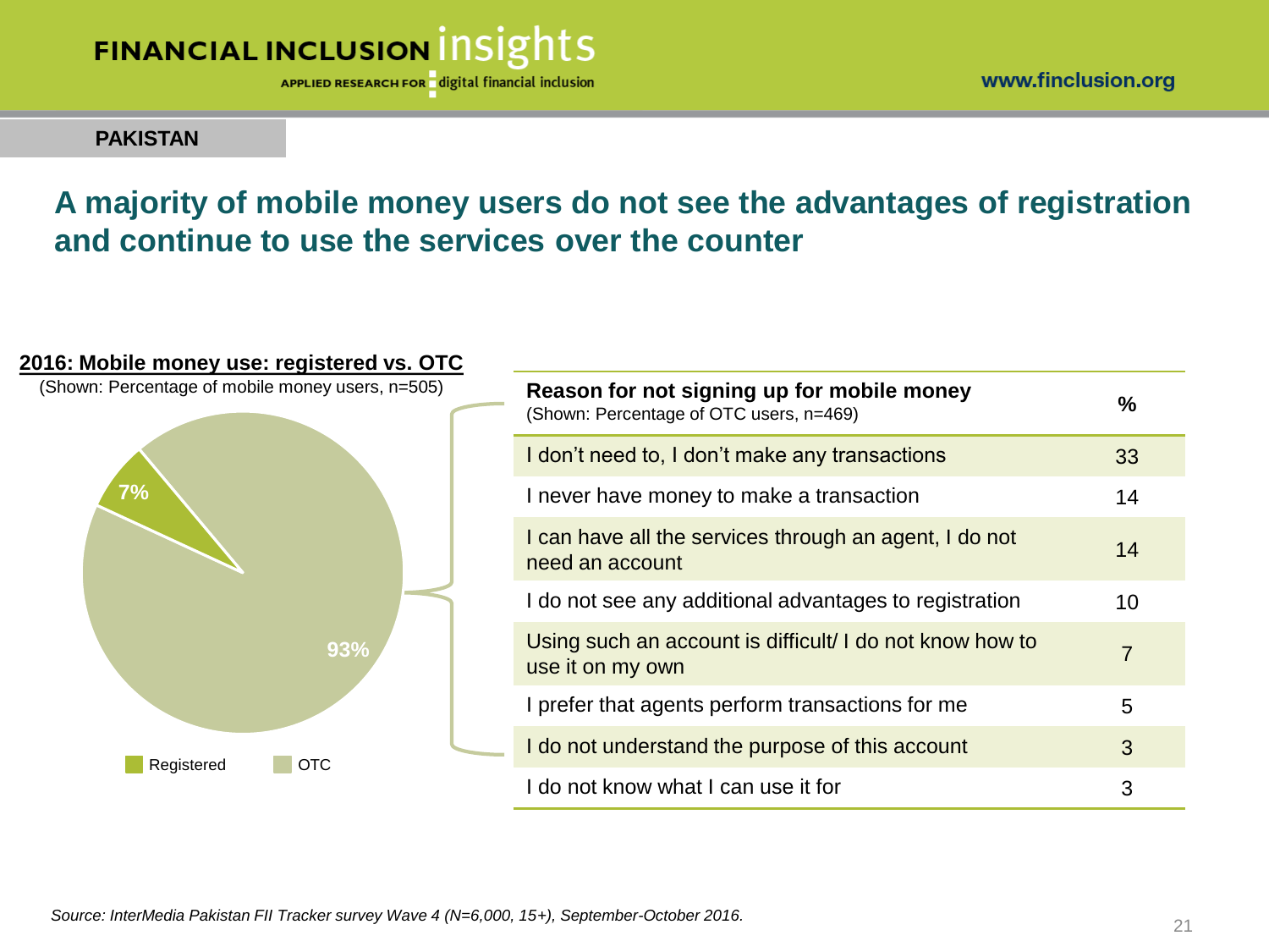PAKISTAN

# A majority of mobile money users do not see the advantages of registration and continue to use the services over the counter

**2016: Mobile money use: registered vs. OTC**

(Shown: Percentage of mobile money users, n=505)

| | % |
|---|---|
| Registered | 7% |
| OTC | 93% |

| **Reason for not signing up for mobile money** (Shown: Percentage of OTC users, n=469) | **%** |
|---|---|
| I don't need to, I don't make any transactions | 33 |
| I never have money to make a transaction | 14 |
| I can have all the services through an agent, I do not need an account | 14 |
| I do not see any additional advantages to registration | 10 |
| Using such an account is difficult/ I do not know how to use it on my own | 7 |
| I prefer that agents perform transactions for me | 5 |
| I do not understand the purpose of this account | 3 |
| I do not know what I can use it for | 3 |

*Source: InterMedia Pakistan FII Tracker survey Wave 4 (N=6,000, 15+), September-October 2016.*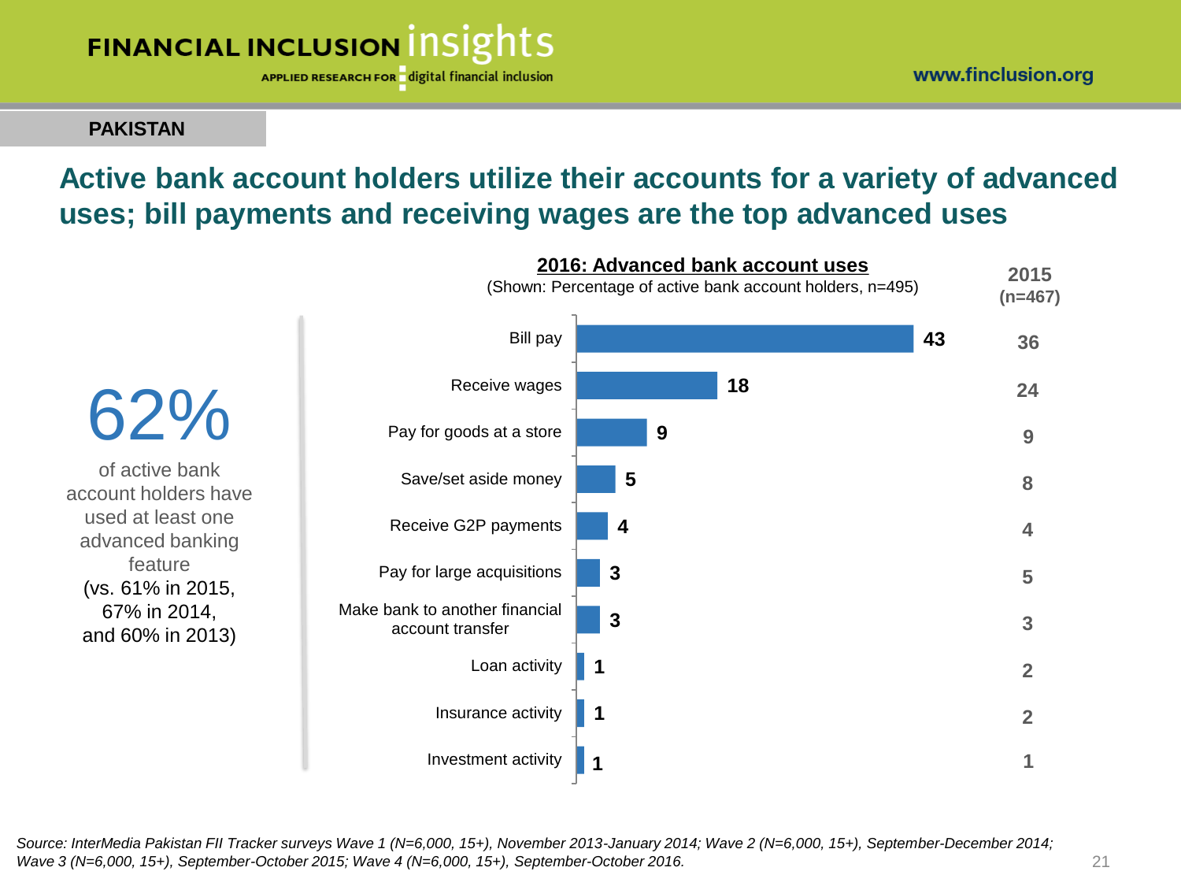**PAKISTAN**

# Active bank account holders utilize their accounts for a variety of advanced uses; bill payments and receiving wages are the top advanced uses

**62%** of active bank account holders have used at least one advanced banking feature (vs. 61% in 2015, 67% in 2014, and 60% in 2013)

**2016: Advanced bank account uses**

(Shown: Percentage of active bank account holders, n=495)

| Use | 2016 | 2015 (n=467) |
|---|---|---|
| Bill pay | 43 | 36 |
| Receive wages | 18 | 24 |
| Pay for goods at a store | 9 | 9 |
| Save/set aside money | 5 | 8 |
| Receive G2P payments | 4 | 4 |
| Pay for large acquisitions | 3 | 5 |
| Make bank to another financial account transfer | 3 | 3 |
| Loan activity | 1 | 2 |
| Insurance activity | 1 | 2 |
| Investment activity | 1 | 1 |

*Source: InterMedia Pakistan FII Tracker surveys Wave 1 (N=6,000, 15+), November 2013-January 2014; Wave 2 (N=6,000, 15+), September-December 2014; Wave 3 (N=6,000, 15+), September-October 2015; Wave 4 (N=6,000, 15+), September-October 2016.*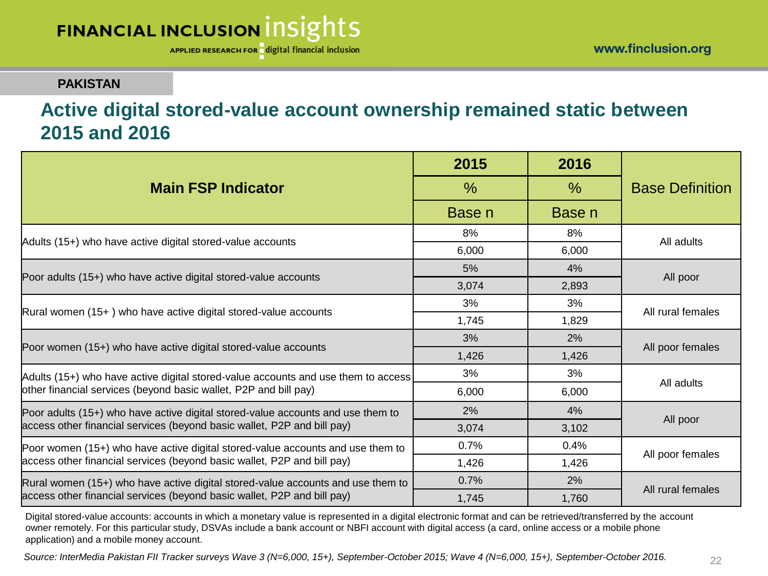**PAKISTAN**

# Active digital stored-value account ownership remained static between 2015 and 2016

| Main FSP Indicator | 2015 | 2016 | Base Definition |
|---|---|---|---|
| | % | % | |
| | Base n | Base n | |
| Adults (15+) who have active digital stored-value accounts | 8% | 8% | All adults |
| | 6,000 | 6,000 | |
| Poor adults (15+) who have active digital stored-value accounts | 5% | 4% | All poor |
| | 3,074 | 2,893 | |
| Rural women (15+ ) who have active digital stored-value accounts | 3% | 3% | All rural females |
| | 1,745 | 1,829 | |
| Poor women (15+) who have active digital stored-value accounts | 3% | 2% | All poor females |
| | 1,426 | 1,426 | |
| Adults (15+) who have active digital stored-value accounts and use them to access other financial services (beyond basic wallet, P2P and bill pay) | 3% | 3% | All adults |
| | 6,000 | 6,000 | |
| Poor adults (15+) who have active digital stored-value accounts and use them to access other financial services (beyond basic wallet, P2P and bill pay) | 2% | 4% | All poor |
| | 3,074 | 3,102 | |
| Poor women (15+) who have active digital stored-value accounts and use them to access other financial services (beyond basic wallet, P2P and bill pay) | 0.7% | 0.4% | All poor females |
| | 1,426 | 1,426 | |
| Rural women (15+) who have active digital stored-value accounts and use them to access other financial services (beyond basic wallet, P2P and bill pay) | 0.7% | 2% | All rural females |
| | 1,745 | 1,760 | |

Digital stored-value accounts: accounts in which a monetary value is represented in a digital electronic format and can be retrieved/transferred by the account owner remotely. For this particular study, DSVAs include a bank account or NBFI account with digital access (a card, online access or a mobile phone application) and a mobile money account.

*Source: InterMedia Pakistan FII Tracker surveys Wave 3 (N=6,000, 15+), September-October 2015; Wave 4 (N=6,000, 15+), September-October 2016.*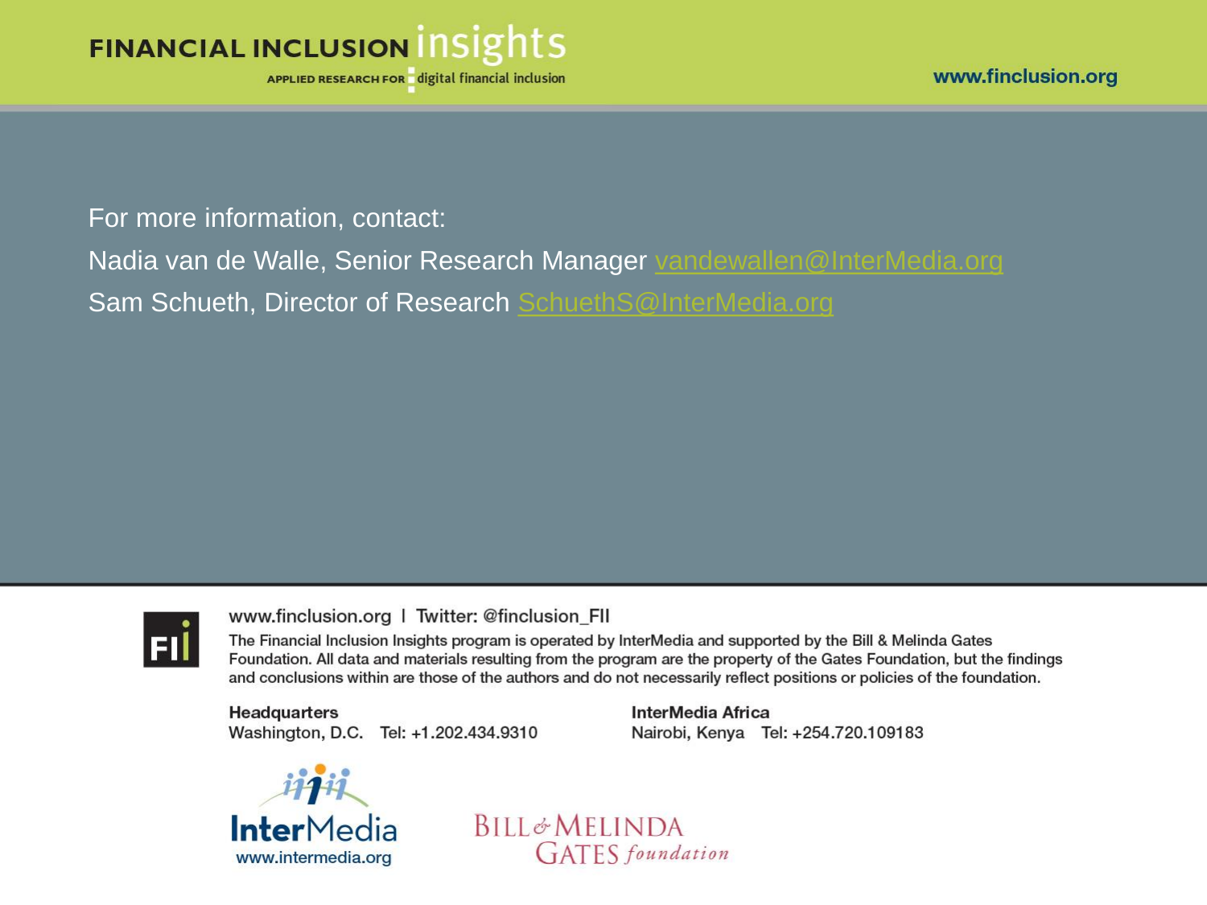FINANCIAL INCLUSION insights

APPLIED RESEARCH FOR digital financial inclusion

www.finclusion.org

For more information, contact:

Nadia van de Walle, Senior Research Manager vandewallen@InterMedia.org

Sam Schueth, Director of Research SchuethS@InterMedia.org

www.finclusion.org | Twitter: @finclusion_FII

The Financial Inclusion Insights program is operated by InterMedia and supported by the Bill & Melinda Gates Foundation. All data and materials resulting from the program are the property of the Gates Foundation, but the findings and conclusions within are those of the authors and do not necessarily reflect positions or policies of the foundation.

**Headquarters**
Washington, D.C. Tel: +1.202.434.9310

**InterMedia Africa**
Nairobi, Kenya Tel: +254.720.109183

InterMedia
www.intermedia.org

BILL & MELINDA GATES foundation